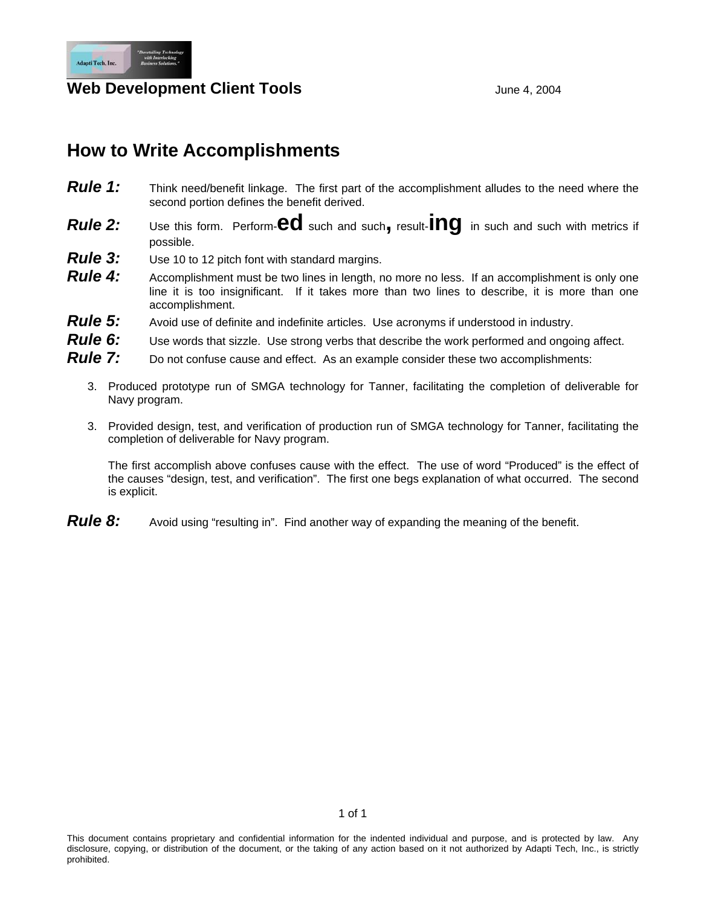Web Development Client Tools June 4, 2004

## How to Write Accomplishments

***Rule 1:*** Think need/benefit linkage. The first part of the accomplishment alludes to the need where the second portion defines the benefit derived.

***Rule 2:*** Use this form. Perform-**ed** such and such**,** result-**ing** in such and such with metrics if possible.

***Rule 3:*** Use 10 to 12 pitch font with standard margins.

***Rule 4:*** Accomplishment must be two lines in length, no more no less. If an accomplishment is only one line it is too insignificant. If it takes more than two lines to describe, it is more than one accomplishment.

***Rule 5:*** Avoid use of definite and indefinite articles. Use acronyms if understood in industry.

***Rule 6:*** Use words that sizzle. Use strong verbs that describe the work performed and ongoing affect.

***Rule 7:*** Do not confuse cause and effect. As an example consider these two accomplishments:

3. Produced prototype run of SMGA technology for Tanner, facilitating the completion of deliverable for Navy program.

3. Provided design, test, and verification of production run of SMGA technology for Tanner, facilitating the completion of deliverable for Navy program.

   The first accomplish above confuses cause with the effect. The use of word "Produced" is the effect of the causes "design, test, and verification". The first one begs explanation of what occurred. The second is explicit.

***Rule 8:*** Avoid using "resulting in". Find another way of expanding the meaning of the benefit.

This document contains proprietary and confidential information for the indented individual and purpose, and is protected by law. Any disclosure, copying, or distribution of the document, or the taking of any action based on it not authorized by Adapti Tech, Inc., is strictly prohibited.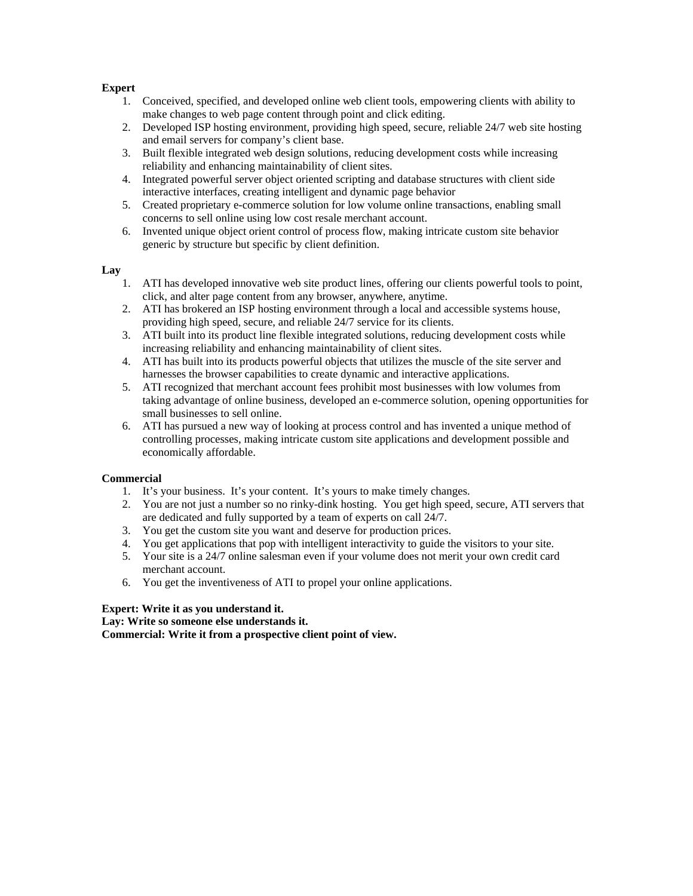**Expert**

1. Conceived, specified, and developed online web client tools, empowering clients with ability to make changes to web page content through point and click editing.
2. Developed ISP hosting environment, providing high speed, secure, reliable 24/7 web site hosting and email servers for company's client base.
3. Built flexible integrated web design solutions, reducing development costs while increasing reliability and enhancing maintainability of client sites.
4. Integrated powerful server object oriented scripting and database structures with client side interactive interfaces, creating intelligent and dynamic page behavior
5. Created proprietary e-commerce solution for low volume online transactions, enabling small concerns to sell online using low cost resale merchant account.
6. Invented unique object orient control of process flow, making intricate custom site behavior generic by structure but specific by client definition.

**Lay**

1. ATI has developed innovative web site product lines, offering our clients powerful tools to point, click, and alter page content from any browser, anywhere, anytime.
2. ATI has brokered an ISP hosting environment through a local and accessible systems house, providing high speed, secure, and reliable 24/7 service for its clients.
3. ATI built into its product line flexible integrated solutions, reducing development costs while increasing reliability and enhancing maintainability of client sites.
4. ATI has built into its products powerful objects that utilizes the muscle of the site server and harnesses the browser capabilities to create dynamic and interactive applications.
5. ATI recognized that merchant account fees prohibit most businesses with low volumes from taking advantage of online business, developed an e-commerce solution, opening opportunities for small businesses to sell online.
6. ATI has pursued a new way of looking at process control and has invented a unique method of controlling processes, making intricate custom site applications and development possible and economically affordable.

**Commercial**

1. It's your business. It's your content. It's yours to make timely changes.
2. You are not just a number so no rinky-dink hosting. You get high speed, secure, ATI servers that are dedicated and fully supported by a team of experts on call 24/7.
3. You get the custom site you want and deserve for production prices.
4. You get applications that pop with intelligent interactivity to guide the visitors to your site.
5. Your site is a 24/7 online salesman even if your volume does not merit your own credit card merchant account.
6. You get the inventiveness of ATI to propel your online applications.

**Expert: Write it as you understand it.**
**Lay: Write so someone else understands it.**
**Commercial: Write it from a prospective client point of view.**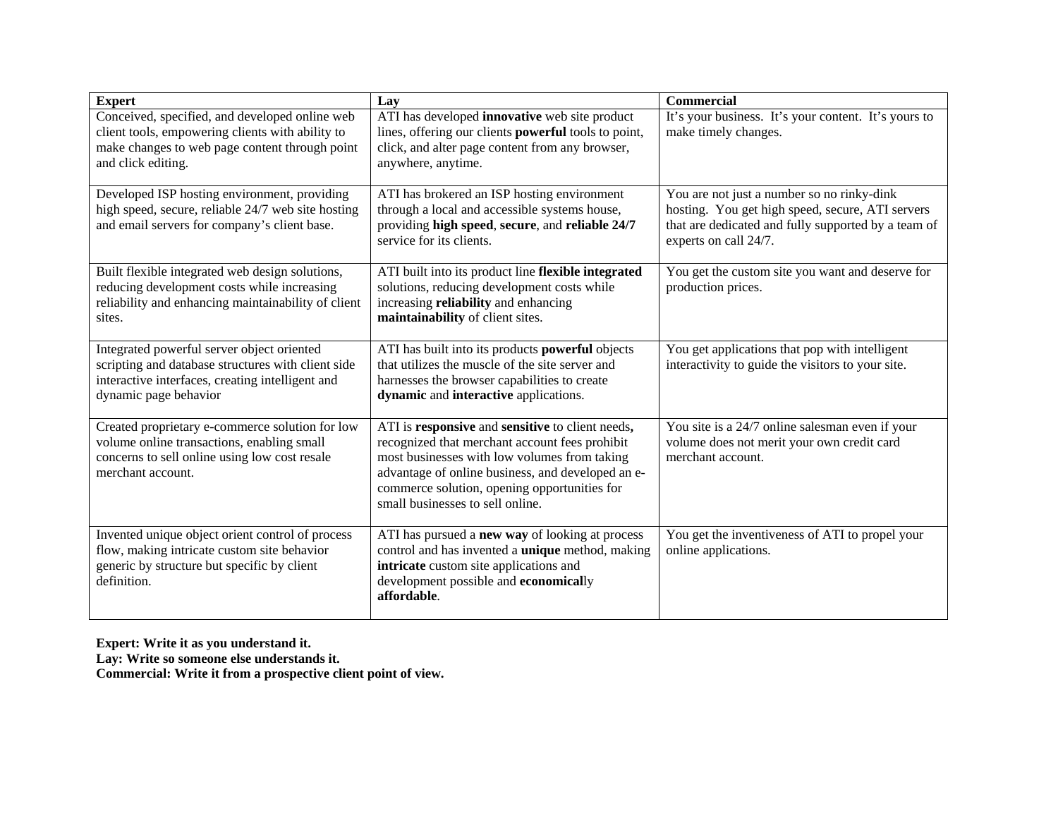| **Expert** | **Lay** | **Commercial** |
|---|---|---|
| Conceived, specified, and developed online web client tools, empowering clients with ability to make changes to web page content through point and click editing. | ATI has developed **innovative** web site product lines, offering our clients **powerful** tools to point, click, and alter page content from any browser, anywhere, anytime. | It's your business. It's your content. It's yours to make timely changes. |
| Developed ISP hosting environment, providing high speed, secure, reliable 24/7 web site hosting and email servers for company's client base. | ATI has brokered an ISP hosting environment through a local and accessible systems house, providing **high speed**, **secure**, and **reliable 24/7** service for its clients. | You are not just a number so no rinky-dink hosting. You get high speed, secure, ATI servers that are dedicated and fully supported by a team of experts on call 24/7. |
| Built flexible integrated web design solutions, reducing development costs while increasing reliability and enhancing maintainability of client sites. | ATI built into its product line **flexible integrated** solutions, reducing development costs while increasing **reliability** and enhancing **maintainability** of client sites. | You get the custom site you want and deserve for production prices. |
| Integrated powerful server object oriented scripting and database structures with client side interactive interfaces, creating intelligent and dynamic page behavior | ATI has built into its products **powerful** objects that utilizes the muscle of the site server and harnesses the browser capabilities to create **dynamic** and **interactive** applications. | You get applications that pop with intelligent interactivity to guide the visitors to your site. |
| Created proprietary e-commerce solution for low volume online transactions, enabling small concerns to sell online using low cost resale merchant account. | ATI is **responsive** and **sensitive** to client needs**,** recognized that merchant account fees prohibit most businesses with low volumes from taking advantage of online business, and developed an e-commerce solution, opening opportunities for small businesses to sell online. | You site is a 24/7 online salesman even if your volume does not merit your own credit card merchant account. |
| Invented unique object orient control of process flow, making intricate custom site behavior generic by structure but specific by client definition. | ATI has pursued a **new way** of looking at process control and has invented a **unique** method, making **intricate** custom site applications and development possible and **economical**ly **affordable**. | You get the inventiveness of ATI to propel your online applications. |

**Expert: Write it as you understand it.**
**Lay: Write so someone else understands it.**
**Commercial: Write it from a prospective client point of view.**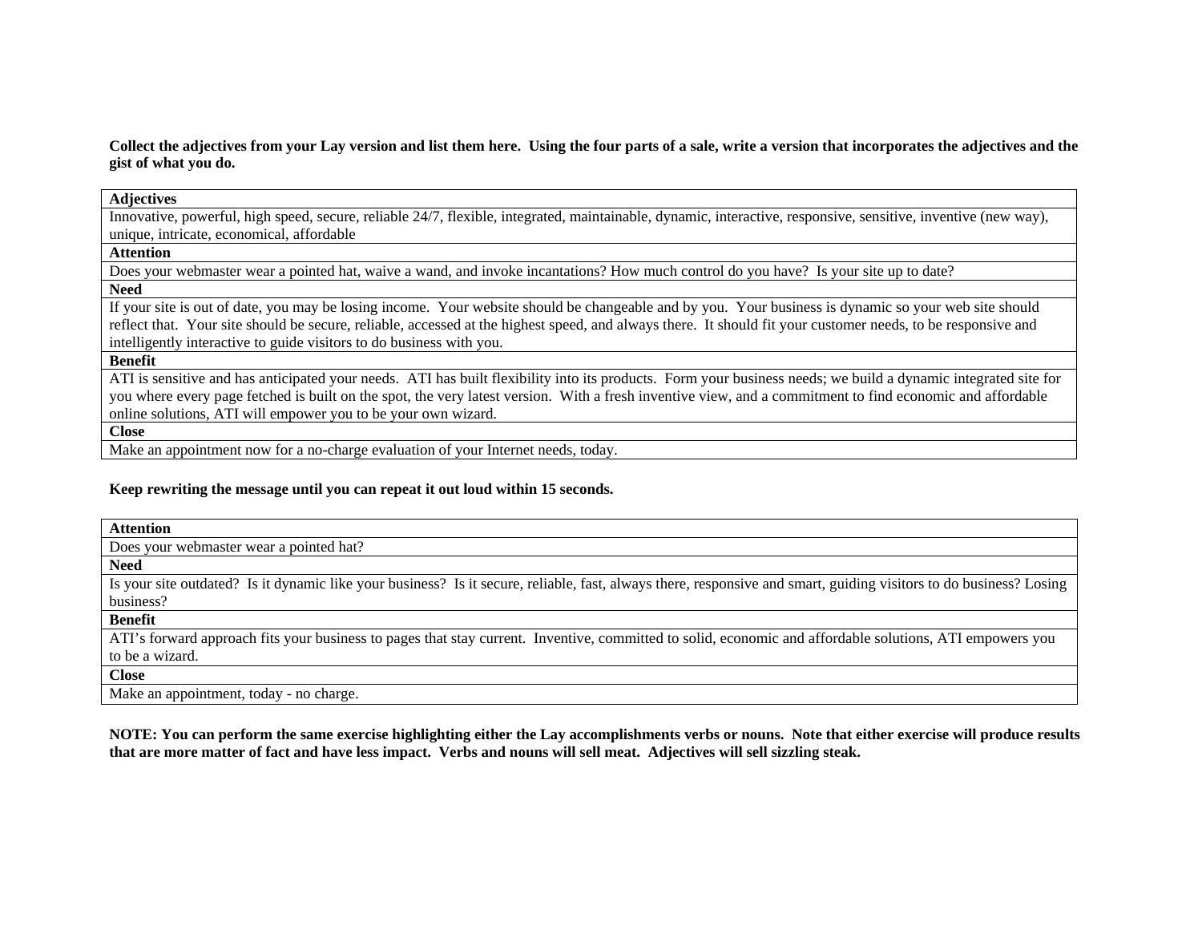**Collect the adjectives from your Lay version and list them here. Using the four parts of a sale, write a version that incorporates the adjectives and the gist of what you do.**

| **Adjectives** |
|---|
| Innovative, powerful, high speed, secure, reliable 24/7, flexible, integrated, maintainable, dynamic, interactive, responsive, sensitive, inventive (new way), unique, intricate, economical, affordable |
| **Attention** |
| Does your webmaster wear a pointed hat, waive a wand, and invoke incantations? How much control do you have? Is your site up to date? |
| **Need** |
| If your site is out of date, you may be losing income. Your website should be changeable and by you. Your business is dynamic so your web site should reflect that. Your site should be secure, reliable, accessed at the highest speed, and always there. It should fit your customer needs, to be responsive and intelligently interactive to guide visitors to do business with you. |
| **Benefit** |
| ATI is sensitive and has anticipated your needs. ATI has built flexibility into its products. Form your business needs; we build a dynamic integrated site for you where every page fetched is built on the spot, the very latest version. With a fresh inventive view, and a commitment to find economic and affordable online solutions, ATI will empower you to be your own wizard. |
| **Close** |
| Make an appointment now for a no-charge evaluation of your Internet needs, today. |

**Keep rewriting the message until you can repeat it out loud within 15 seconds.**

| **Attention** |
|---|
| Does your webmaster wear a pointed hat? |
| **Need** |
| Is your site outdated? Is it dynamic like your business? Is it secure, reliable, fast, always there, responsive and smart, guiding visitors to do business? Losing business? |
| **Benefit** |
| ATI's forward approach fits your business to pages that stay current. Inventive, committed to solid, economic and affordable solutions, ATI empowers you to be a wizard. |
| **Close** |
| Make an appointment, today - no charge. |

**NOTE: You can perform the same exercise highlighting either the Lay accomplishments verbs or nouns. Note that either exercise will produce results that are more matter of fact and have less impact. Verbs and nouns will sell meat. Adjectives will sell sizzling steak.**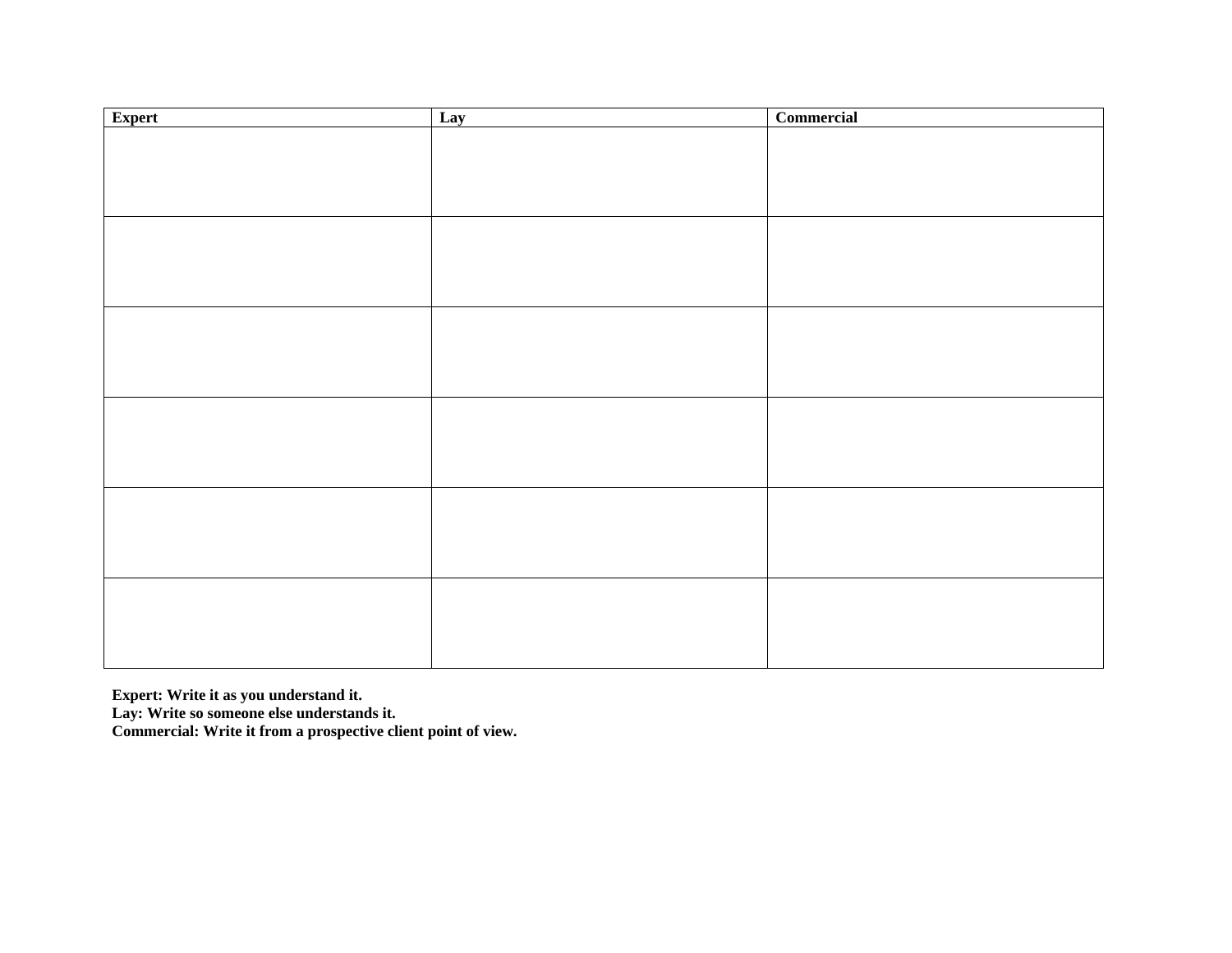| Expert | Lay | Commercial |
|---|---|---|
| | | |
| | | |
| | | |
| | | |
| | | |
| | | |

**Expert: Write it as you understand it.**
**Lay: Write so someone else understands it.**
**Commercial: Write it from a prospective client point of view.**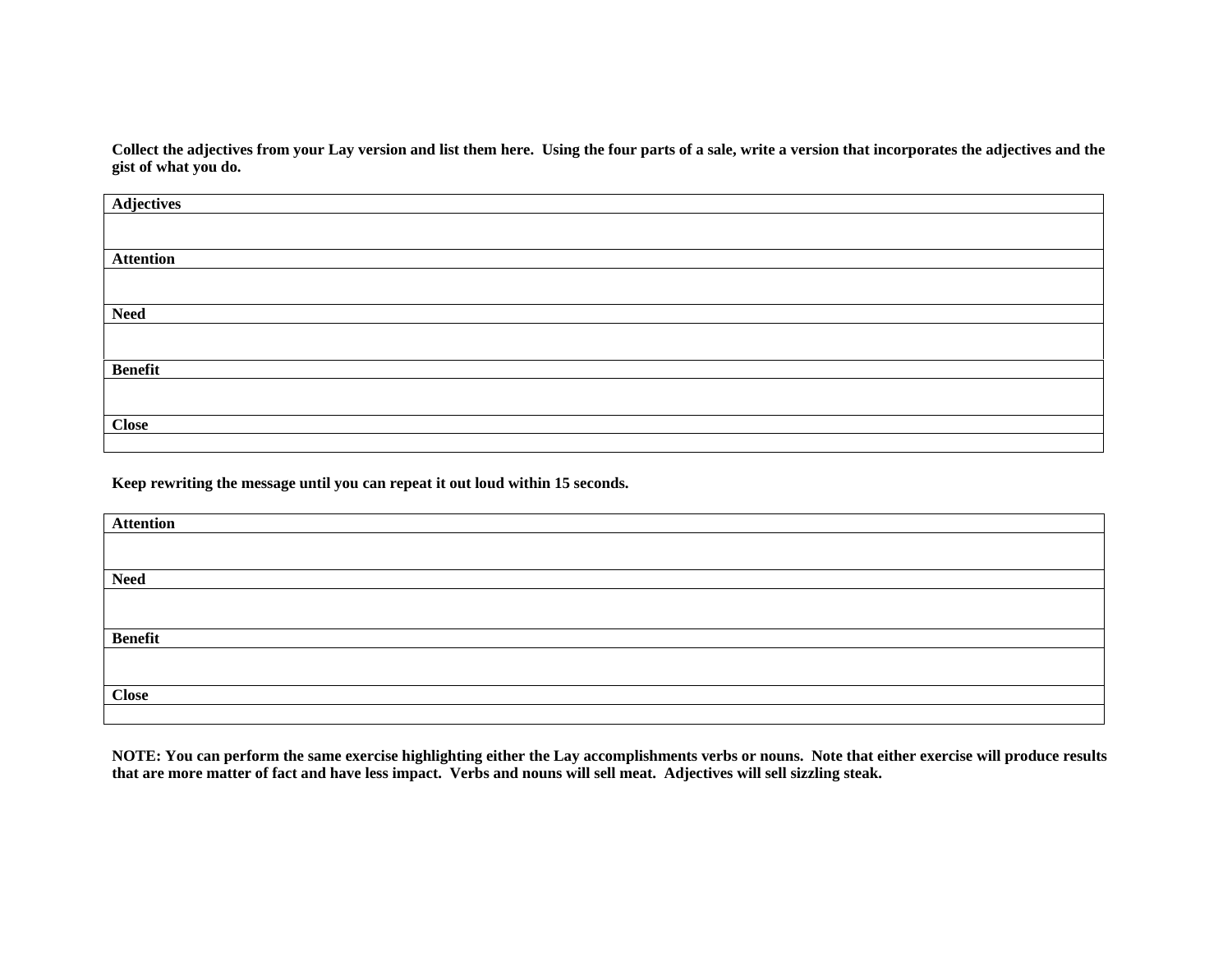**Collect the adjectives from your Lay version and list them here. Using the four parts of a sale, write a version that incorporates the adjectives and the gist of what you do.**

| |
|---|
| **Adjectives** |
| |
| **Attention** |
| |
| **Need** |
| |
| **Benefit** |
| |
| **Close** |
| |

**Keep rewriting the message until you can repeat it out loud within 15 seconds.**

| |
|---|
| **Attention** |
| |
| **Need** |
| |
| **Benefit** |
| |
| **Close** |
| |

**NOTE: You can perform the same exercise highlighting either the Lay accomplishments verbs or nouns. Note that either exercise will produce results that are more matter of fact and have less impact. Verbs and nouns will sell meat. Adjectives will sell sizzling steak.**